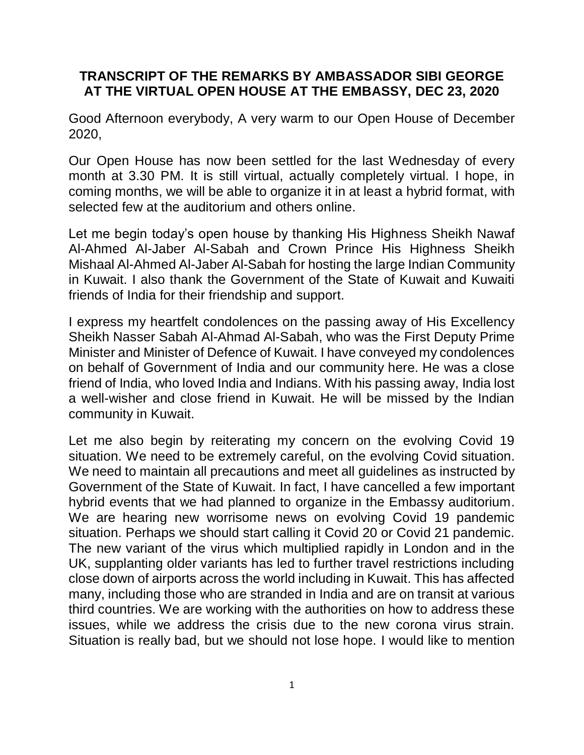# TRANSCRIPT OF THE REMARKS BY AMBASSADOR SIBI GEORGE AT THE VIRTUAL OPEN HOUSE AT THE EMBASSY, DEC 23, 2020

Good Afternoon everybody, A very warm to our Open House of December 2020,

Our Open House has now been settled for the last Wednesday of every month at 3.30 PM. It is still virtual, actually completely virtual. I hope, in coming months, we will be able to organize it in at least a hybrid format, with selected few at the auditorium and others online.

Let me begin today's open house by thanking His Highness Sheikh Nawaf Al-Ahmed Al-Jaber Al-Sabah and Crown Prince His Highness Sheikh Mishaal Al-Ahmed Al-Jaber Al-Sabah for hosting the large Indian Community in Kuwait. I also thank the Government of the State of Kuwait and Kuwaiti friends of India for their friendship and support.

I express my heartfelt condolences on the passing away of His Excellency Sheikh Nasser Sabah Al-Ahmad Al-Sabah, who was the First Deputy Prime Minister and Minister of Defence of Kuwait. I have conveyed my condolences on behalf of Government of India and our community here. He was a close friend of India, who loved India and Indians. With his passing away, India lost a well-wisher and close friend in Kuwait. He will be missed by the Indian community in Kuwait.

Let me also begin by reiterating my concern on the evolving Covid 19 situation. We need to be extremely careful, on the evolving Covid situation. We need to maintain all precautions and meet all guidelines as instructed by Government of the State of Kuwait. In fact, I have cancelled a few important hybrid events that we had planned to organize in the Embassy auditorium. We are hearing new worrisome news on evolving Covid 19 pandemic situation. Perhaps we should start calling it Covid 20 or Covid 21 pandemic. The new variant of the virus which multiplied rapidly in London and in the UK, supplanting older variants has led to further travel restrictions including close down of airports across the world including in Kuwait. This has affected many, including those who are stranded in India and are on transit at various third countries. We are working with the authorities on how to address these issues, while we address the crisis due to the new corona virus strain. Situation is really bad, but we should not lose hope. I would like to mention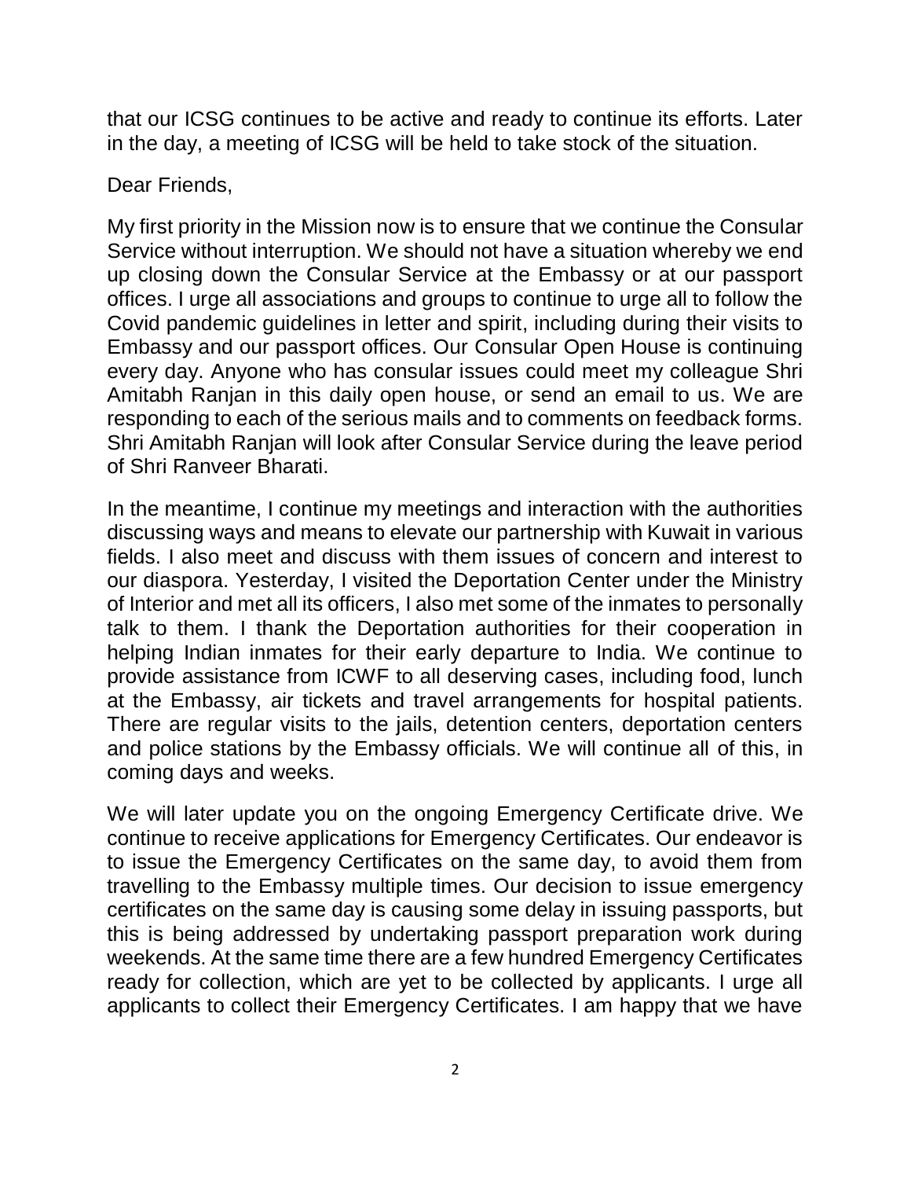that our ICSG continues to be active and ready to continue its efforts. Later in the day, a meeting of ICSG will be held to take stock of the situation.

Dear Friends,

My first priority in the Mission now is to ensure that we continue the Consular Service without interruption. We should not have a situation whereby we end up closing down the Consular Service at the Embassy or at our passport offices. I urge all associations and groups to continue to urge all to follow the Covid pandemic guidelines in letter and spirit, including during their visits to Embassy and our passport offices. Our Consular Open House is continuing every day. Anyone who has consular issues could meet my colleague Shri Amitabh Ranjan in this daily open house, or send an email to us. We are responding to each of the serious mails and to comments on feedback forms. Shri Amitabh Ranjan will look after Consular Service during the leave period of Shri Ranveer Bharati.

In the meantime, I continue my meetings and interaction with the authorities discussing ways and means to elevate our partnership with Kuwait in various fields. I also meet and discuss with them issues of concern and interest to our diaspora. Yesterday, I visited the Deportation Center under the Ministry of Interior and met all its officers, I also met some of the inmates to personally talk to them. I thank the Deportation authorities for their cooperation in helping Indian inmates for their early departure to India. We continue to provide assistance from ICWF to all deserving cases, including food, lunch at the Embassy, air tickets and travel arrangements for hospital patients. There are regular visits to the jails, detention centers, deportation centers and police stations by the Embassy officials. We will continue all of this, in coming days and weeks.

We will later update you on the ongoing Emergency Certificate drive. We continue to receive applications for Emergency Certificates. Our endeavor is to issue the Emergency Certificates on the same day, to avoid them from travelling to the Embassy multiple times. Our decision to issue emergency certificates on the same day is causing some delay in issuing passports, but this is being addressed by undertaking passport preparation work during weekends. At the same time there are a few hundred Emergency Certificates ready for collection, which are yet to be collected by applicants. I urge all applicants to collect their Emergency Certificates. I am happy that we have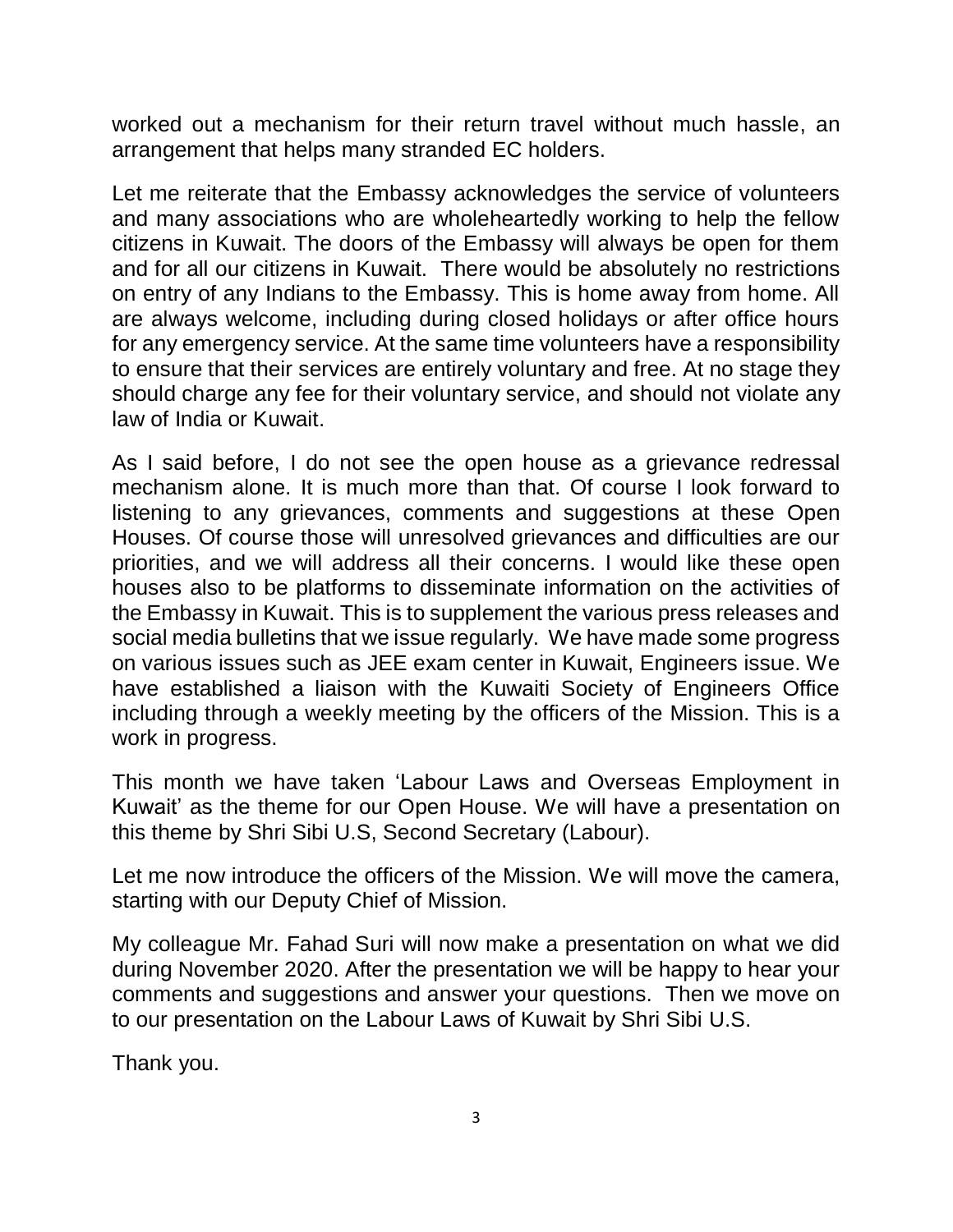worked out a mechanism for their return travel without much hassle, an arrangement that helps many stranded EC holders.

Let me reiterate that the Embassy acknowledges the service of volunteers and many associations who are wholeheartedly working to help the fellow citizens in Kuwait. The doors of the Embassy will always be open for them and for all our citizens in Kuwait. There would be absolutely no restrictions on entry of any Indians to the Embassy. This is home away from home. All are always welcome, including during closed holidays or after office hours for any emergency service. At the same time volunteers have a responsibility to ensure that their services are entirely voluntary and free. At no stage they should charge any fee for their voluntary service, and should not violate any law of India or Kuwait.

As I said before, I do not see the open house as a grievance redressal mechanism alone. It is much more than that. Of course I look forward to listening to any grievances, comments and suggestions at these Open Houses. Of course those will unresolved grievances and difficulties are our priorities, and we will address all their concerns. I would like these open houses also to be platforms to disseminate information on the activities of the Embassy in Kuwait. This is to supplement the various press releases and social media bulletins that we issue regularly. We have made some progress on various issues such as JEE exam center in Kuwait, Engineers issue. We have established a liaison with the Kuwaiti Society of Engineers Office including through a weekly meeting by the officers of the Mission. This is a work in progress.

This month we have taken 'Labour Laws and Overseas Employment in Kuwait' as the theme for our Open House. We will have a presentation on this theme by Shri Sibi U.S, Second Secretary (Labour).

Let me now introduce the officers of the Mission. We will move the camera, starting with our Deputy Chief of Mission.

My colleague Mr. Fahad Suri will now make a presentation on what we did during November 2020. After the presentation we will be happy to hear your comments and suggestions and answer your questions. Then we move on to our presentation on the Labour Laws of Kuwait by Shri Sibi U.S.

Thank you.